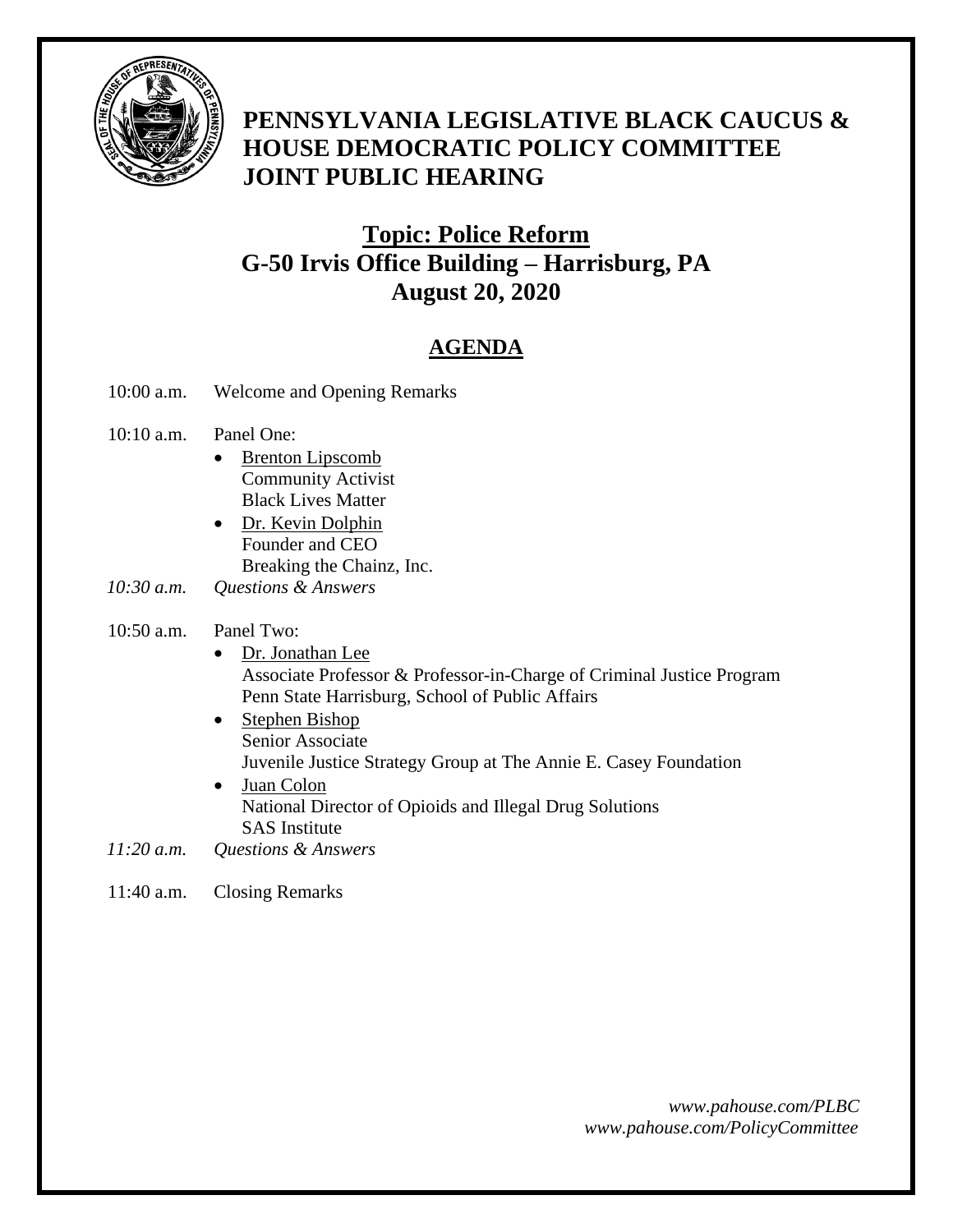# PENNSYLVANIA LEGISLATIVE BLACK CAUCUS & HOUSE DEMOCRATIC POLICY COMMITTEE JOINT PUBLIC HEARING

## Topic: Police Reform
## G-50 Irvis Office Building – Harrisburg, PA
## August 20, 2020

## AGENDA

10:00 a.m. Welcome and Opening Remarks

10:10 a.m. Panel One:

- Brenton Lipscomb
  Community Activist
  Black Lives Matter
- Dr. Kevin Dolphin
  Founder and CEO
  Breaking the Chainz, Inc.

*10:30 a.m. Questions & Answers*

10:50 a.m. Panel Two:

- Dr. Jonathan Lee
  Associate Professor & Professor-in-Charge of Criminal Justice Program
  Penn State Harrisburg, School of Public Affairs
- Stephen Bishop
  Senior Associate
  Juvenile Justice Strategy Group at The Annie E. Casey Foundation
- Juan Colon
  National Director of Opioids and Illegal Drug Solutions
  SAS Institute

*11:20 a.m. Questions & Answers*

11:40 a.m. Closing Remarks

*www.pahouse.com/PLBC*
*www.pahouse.com/PolicyCommittee*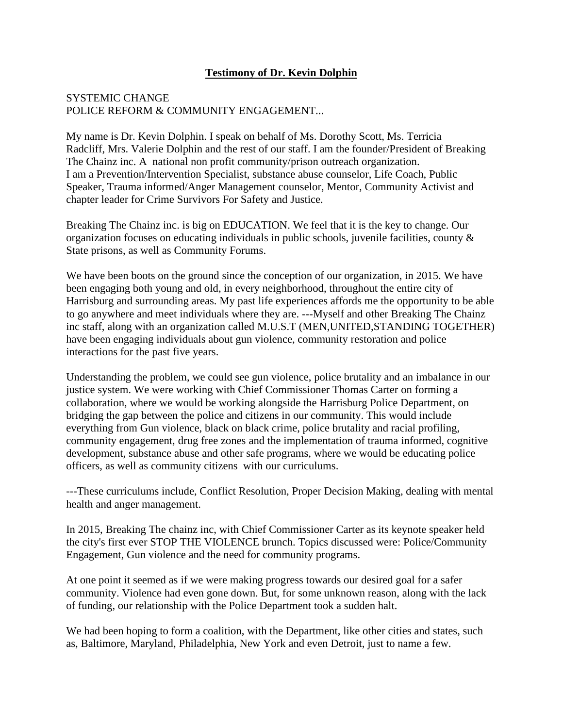**Testimony of Dr. Kevin Dolphin**

SYSTEMIC CHANGE
POLICE REFORM & COMMUNITY ENGAGEMENT...

My name is Dr. Kevin Dolphin. I speak on behalf of Ms. Dorothy Scott, Ms. Terricia Radcliff, Mrs. Valerie Dolphin and the rest of our staff. I am the founder/President of Breaking The Chainz inc. A national non profit community/prison outreach organization.
I am a Prevention/Intervention Specialist, substance abuse counselor, Life Coach, Public Speaker, Trauma informed/Anger Management counselor, Mentor, Community Activist and chapter leader for Crime Survivors For Safety and Justice.

Breaking The Chainz inc. is big on EDUCATION. We feel that it is the key to change. Our organization focuses on educating individuals in public schools, juvenile facilities, county & State prisons, as well as Community Forums.

We have been boots on the ground since the conception of our organization, in 2015. We have been engaging both young and old, in every neighborhood, throughout the entire city of Harrisburg and surrounding areas. My past life experiences affords me the opportunity to be able to go anywhere and meet individuals where they are. ---Myself and other Breaking The Chainz inc staff, along with an organization called M.U.S.T (MEN,UNITED,STANDING TOGETHER) have been engaging individuals about gun violence, community restoration and police interactions for the past five years.

Understanding the problem, we could see gun violence, police brutality and an imbalance in our justice system. We were working with Chief Commissioner Thomas Carter on forming a collaboration, where we would be working alongside the Harrisburg Police Department, on bridging the gap between the police and citizens in our community. This would include everything from Gun violence, black on black crime, police brutality and racial profiling, community engagement, drug free zones and the implementation of trauma informed, cognitive development, substance abuse and other safe programs, where we would be educating police officers, as well as community citizens with our curriculums.

---These curriculums include, Conflict Resolution, Proper Decision Making, dealing with mental health and anger management.

In 2015, Breaking The chainz inc, with Chief Commissioner Carter as its keynote speaker held the city's first ever STOP THE VIOLENCE brunch. Topics discussed were: Police/Community Engagement, Gun violence and the need for community programs.

At one point it seemed as if we were making progress towards our desired goal for a safer community. Violence had even gone down. But, for some unknown reason, along with the lack of funding, our relationship with the Police Department took a sudden halt.

We had been hoping to form a coalition, with the Department, like other cities and states, such as, Baltimore, Maryland, Philadelphia, New York and even Detroit, just to name a few.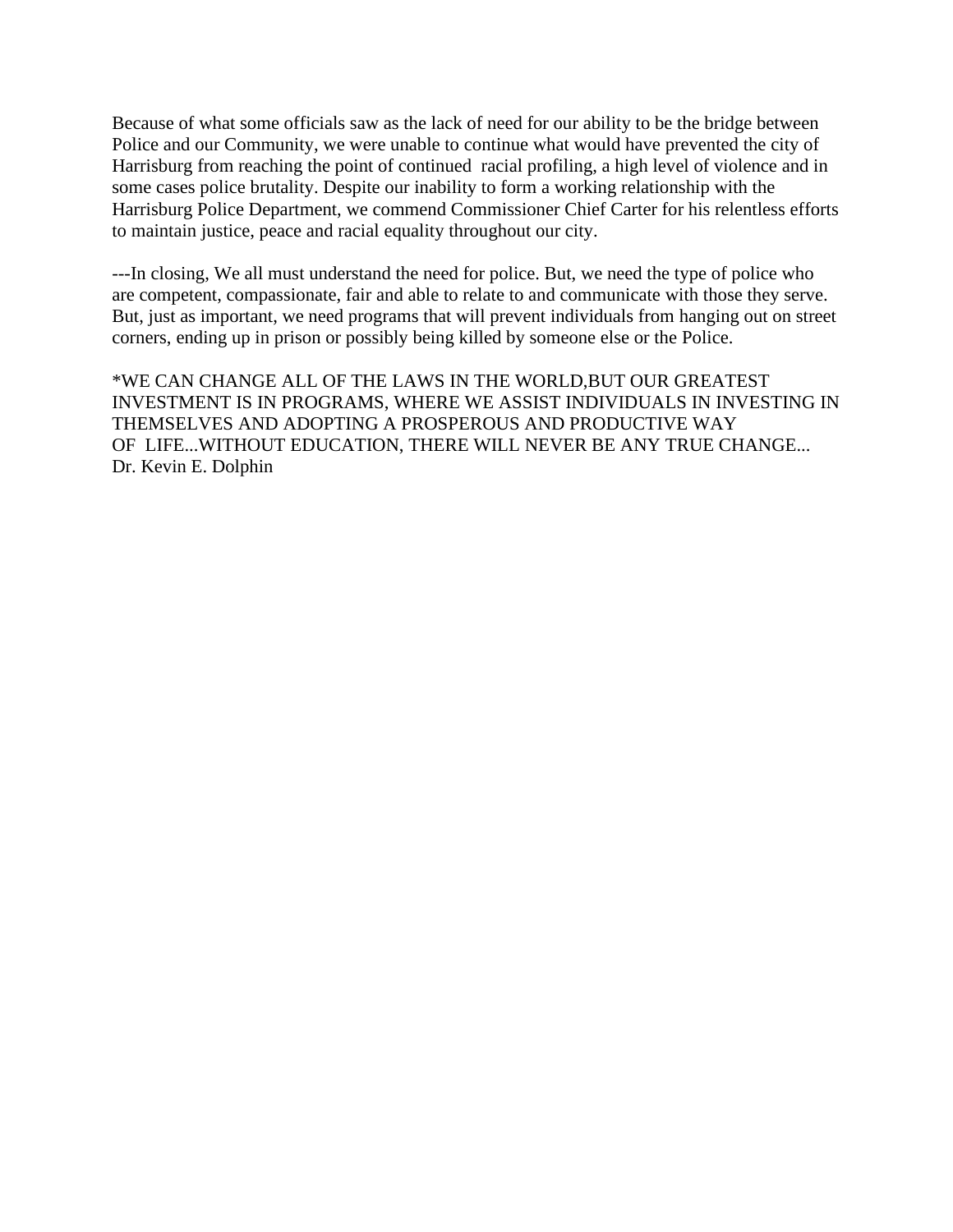Because of what some officials saw as the lack of need for our ability to be the bridge between Police and our Community, we were unable to continue what would have prevented the city of Harrisburg from reaching the point of continued racial profiling, a high level of violence and in some cases police brutality. Despite our inability to form a working relationship with the Harrisburg Police Department, we commend Commissioner Chief Carter for his relentless efforts to maintain justice, peace and racial equality throughout our city.

---In closing, We all must understand the need for police. But, we need the type of police who are competent, compassionate, fair and able to relate to and communicate with those they serve. But, just as important, we need programs that will prevent individuals from hanging out on street corners, ending up in prison or possibly being killed by someone else or the Police.

*WE CAN CHANGE ALL OF THE LAWS IN THE WORLD,BUT OUR GREATEST INVESTMENT IS IN PROGRAMS, WHERE WE ASSIST INDIVIDUALS IN INVESTING IN THEMSELVES AND ADOPTING A PROSPEROUS AND PRODUCTIVE WAY OF LIFE...WITHOUT EDUCATION, THERE WILL NEVER BE ANY TRUE CHANGE...
Dr. Kevin E. Dolphin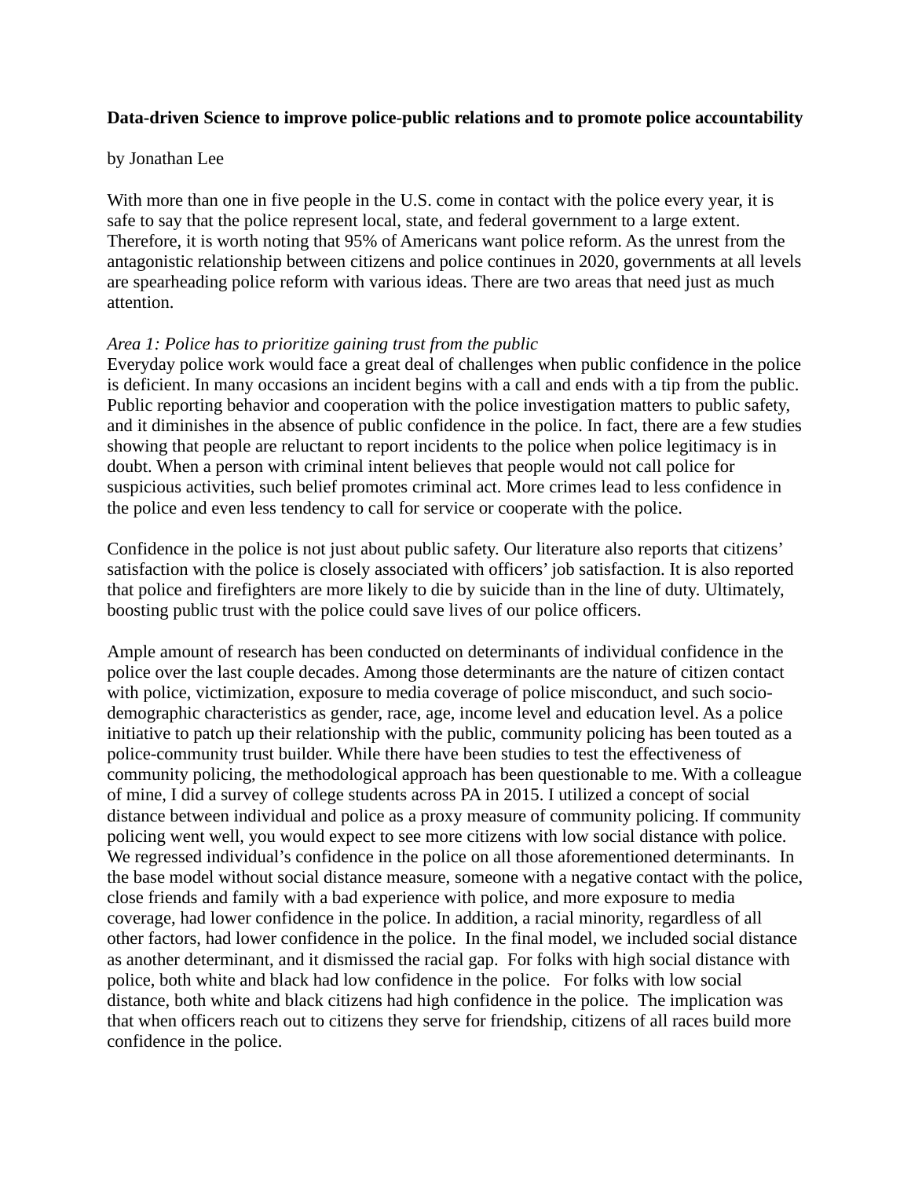**Data-driven Science to improve police-public relations and to promote police accountability**

by Jonathan Lee

With more than one in five people in the U.S. come in contact with the police every year, it is safe to say that the police represent local, state, and federal government to a large extent. Therefore, it is worth noting that 95% of Americans want police reform. As the unrest from the antagonistic relationship between citizens and police continues in 2020, governments at all levels are spearheading police reform with various ideas. There are two areas that need just as much attention.

*Area 1: Police has to prioritize gaining trust from the public*

Everyday police work would face a great deal of challenges when public confidence in the police is deficient. In many occasions an incident begins with a call and ends with a tip from the public. Public reporting behavior and cooperation with the police investigation matters to public safety, and it diminishes in the absence of public confidence in the police. In fact, there are a few studies showing that people are reluctant to report incidents to the police when police legitimacy is in doubt. When a person with criminal intent believes that people would not call police for suspicious activities, such belief promotes criminal act. More crimes lead to less confidence in the police and even less tendency to call for service or cooperate with the police.

Confidence in the police is not just about public safety. Our literature also reports that citizens' satisfaction with the police is closely associated with officers' job satisfaction. It is also reported that police and firefighters are more likely to die by suicide than in the line of duty. Ultimately, boosting public trust with the police could save lives of our police officers.

Ample amount of research has been conducted on determinants of individual confidence in the police over the last couple decades. Among those determinants are the nature of citizen contact with police, victimization, exposure to media coverage of police misconduct, and such socio-demographic characteristics as gender, race, age, income level and education level. As a police initiative to patch up their relationship with the public, community policing has been touted as a police-community trust builder. While there have been studies to test the effectiveness of community policing, the methodological approach has been questionable to me. With a colleague of mine, I did a survey of college students across PA in 2015. I utilized a concept of social distance between individual and police as a proxy measure of community policing. If community policing went well, you would expect to see more citizens with low social distance with police. We regressed individual's confidence in the police on all those aforementioned determinants. In the base model without social distance measure, someone with a negative contact with the police, close friends and family with a bad experience with police, and more exposure to media coverage, had lower confidence in the police. In addition, a racial minority, regardless of all other factors, had lower confidence in the police. In the final model, we included social distance as another determinant, and it dismissed the racial gap. For folks with high social distance with police, both white and black had low confidence in the police. For folks with low social distance, both white and black citizens had high confidence in the police. The implication was that when officers reach out to citizens they serve for friendship, citizens of all races build more confidence in the police.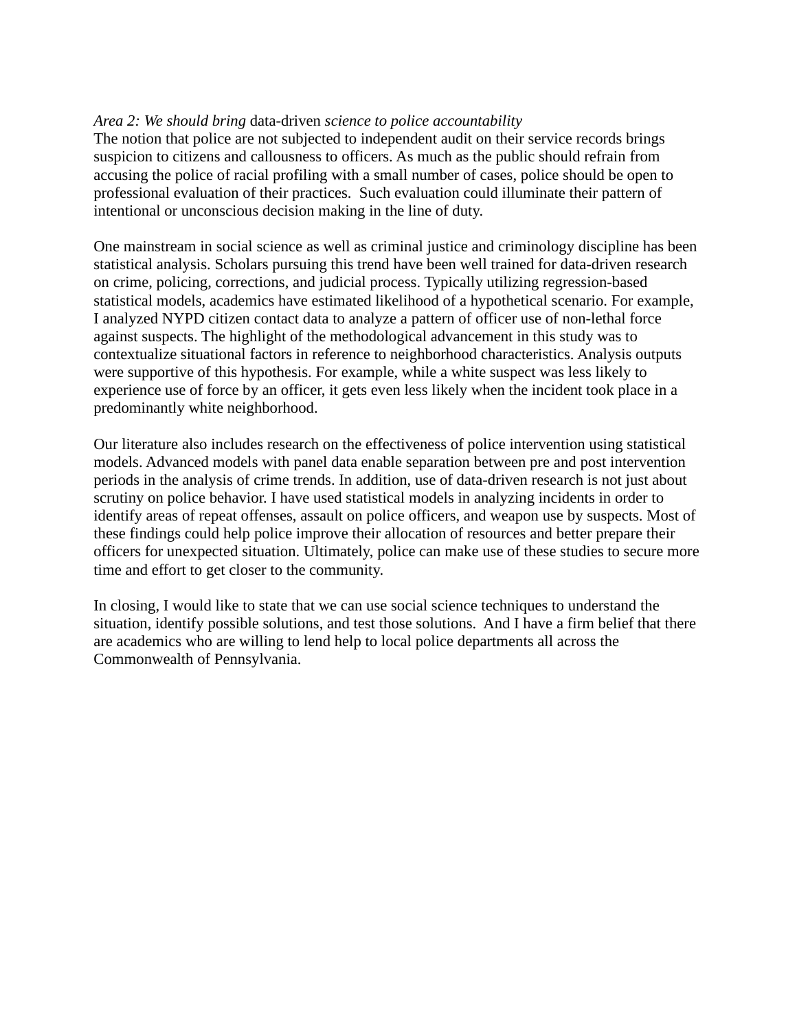*Area 2: We should bring* data-driven *science to police accountability*

The notion that police are not subjected to independent audit on their service records brings suspicion to citizens and callousness to officers. As much as the public should refrain from accusing the police of racial profiling with a small number of cases, police should be open to professional evaluation of their practices. Such evaluation could illuminate their pattern of intentional or unconscious decision making in the line of duty.

One mainstream in social science as well as criminal justice and criminology discipline has been statistical analysis. Scholars pursuing this trend have been well trained for data-driven research on crime, policing, corrections, and judicial process. Typically utilizing regression-based statistical models, academics have estimated likelihood of a hypothetical scenario. For example, I analyzed NYPD citizen contact data to analyze a pattern of officer use of non-lethal force against suspects. The highlight of the methodological advancement in this study was to contextualize situational factors in reference to neighborhood characteristics. Analysis outputs were supportive of this hypothesis. For example, while a white suspect was less likely to experience use of force by an officer, it gets even less likely when the incident took place in a predominantly white neighborhood.

Our literature also includes research on the effectiveness of police intervention using statistical models. Advanced models with panel data enable separation between pre and post intervention periods in the analysis of crime trends. In addition, use of data-driven research is not just about scrutiny on police behavior. I have used statistical models in analyzing incidents in order to identify areas of repeat offenses, assault on police officers, and weapon use by suspects. Most of these findings could help police improve their allocation of resources and better prepare their officers for unexpected situation. Ultimately, police can make use of these studies to secure more time and effort to get closer to the community.

In closing, I would like to state that we can use social science techniques to understand the situation, identify possible solutions, and test those solutions. And I have a firm belief that there are academics who are willing to lend help to local police departments all across the Commonwealth of Pennsylvania.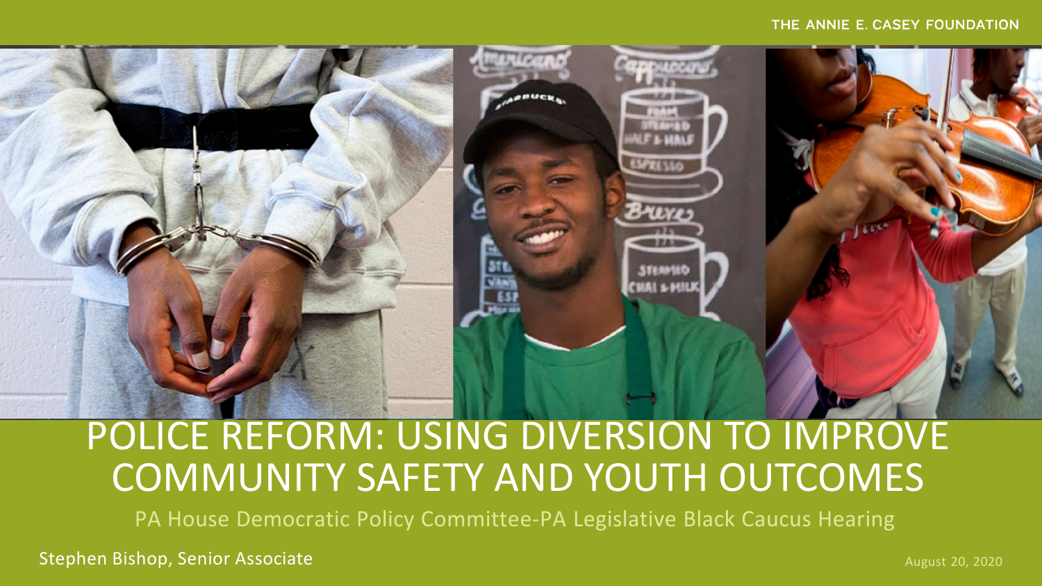THE ANNIE E. CASEY FOUNDATION

# POLICE REFORM: USING DIVERSION TO IMPROVE COMMUNITY SAFETY AND YOUTH OUTCOMES

PA House Democratic Policy Committee-PA Legislative Black Caucus Hearing

Stephen Bishop, Senior Associate

August 20, 2020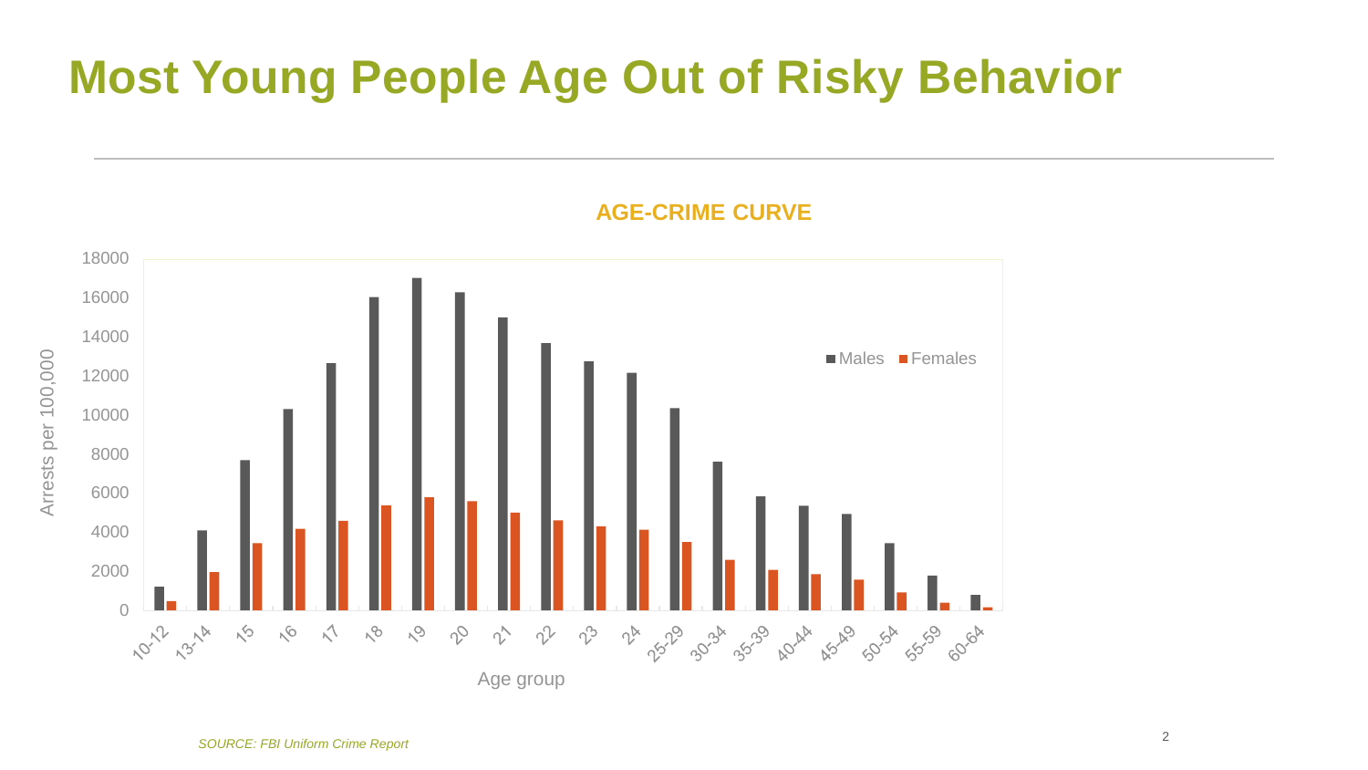# Most Young People Age Out of Risky Behavior

**AGE-CRIME CURVE**

Arrests per 100,000

18000
16000
14000
12000
10000
8000
6000
4000
2000
0

■ Males ■ Females

10-12, 13-14, 15, 16, 17, 18, 19, 20, 21, 22, 23, 24, 25-29, 30-34, 35-39, 40-44, 45-49, 50-54, 55-59, 60-64

Age group

*SOURCE: FBI Uniform Crime Report*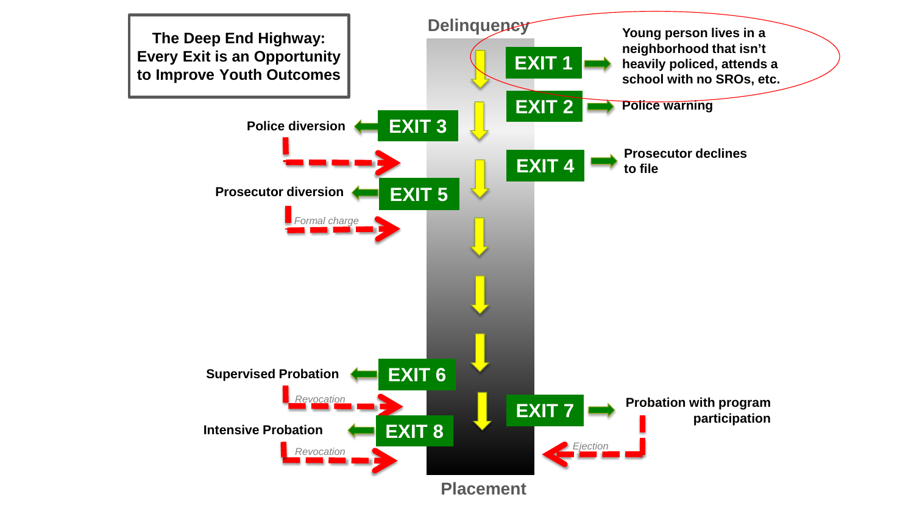**The Deep End Highway: Every Exit is an Opportunity to Improve Youth Outcomes**

Delinquency

- **EXIT 1** → Young person lives in a neighborhood that isn't heavily policed, attends a school with no SROs, etc.
- **EXIT 2** → Police warning
- **EXIT 3** → Police diversion
- **EXIT 4** → Prosecutor declines to file
- **EXIT 5** → Prosecutor diversion
  - *Formal charge*
- **EXIT 6** → Supervised Probation
  - *Revocation*
- **EXIT 7** → Probation with program participation
  - *Ejection*
- **EXIT 8** → Intensive Probation
  - *Revocation*

Placement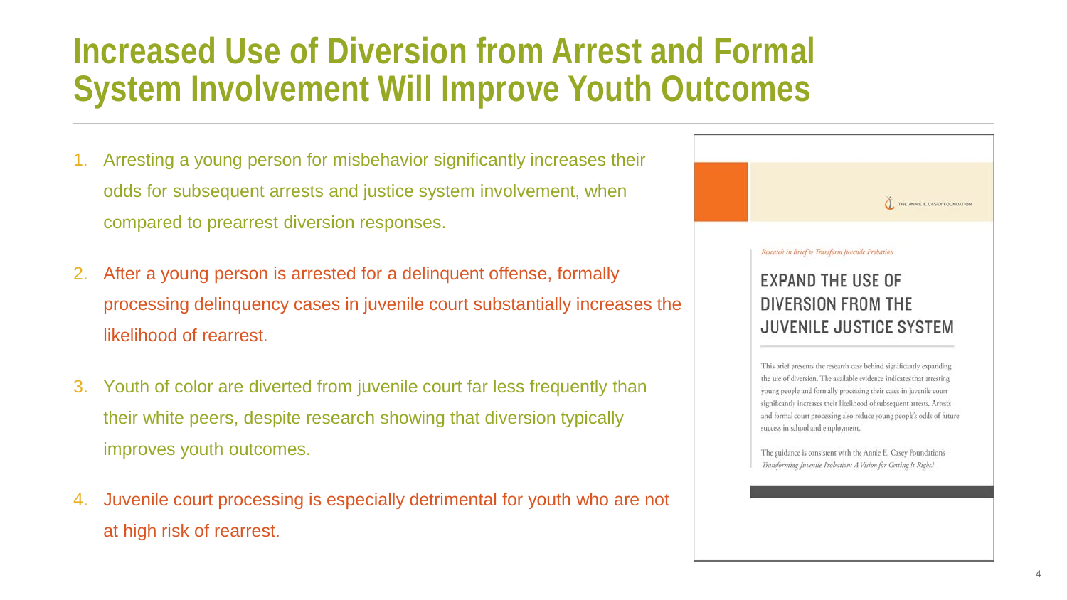# Increased Use of Diversion from Arrest and Formal System Involvement Will Improve Youth Outcomes

1. Arresting a young person for misbehavior significantly increases their odds for subsequent arrests and justice system involvement, when compared to prearrest diversion responses.

2. After a young person is arrested for a delinquent offense, formally processing delinquency cases in juvenile court substantially increases the likelihood of rearrest.

3. Youth of color are diverted from juvenile court far less frequently than their white peers, despite research showing that diversion typically improves youth outcomes.

4. Juvenile court processing is especially detrimental for youth who are not at high risk of rearrest.

THE ANNIE E. CASEY FOUNDATION

*Research in Brief to Transform Juvenile Probation*

## EXPAND THE USE OF DIVERSION FROM THE JUVENILE JUSTICE SYSTEM

This brief presents the research case behind significantly expanding the use of diversion. The available evidence indicates that arresting young people and formally processing their cases in juvenile court significantly increases their likelihood of subsequent arrests. Arrests and formal court processing also reduce young people's odds of future success in school and employment.

The guidance is consistent with the Annie E. Casey Foundation's *Transforming Juvenile Probation: A Vision for Getting It Right.*[1]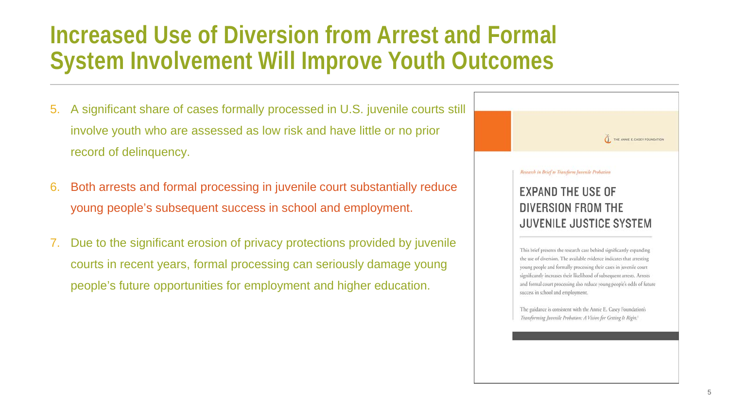# Increased Use of Diversion from Arrest and Formal System Involvement Will Improve Youth Outcomes

5. A significant share of cases formally processed in U.S. juvenile courts still involve youth who are assessed as low risk and have little or no prior record of delinquency.
6. Both arrests and formal processing in juvenile court substantially reduce young people's subsequent success in school and employment.
7. Due to the significant erosion of privacy protections provided by juvenile courts in recent years, formal processing can seriously damage young people's future opportunities for employment and higher education.

THE ANNIE E. CASEY FOUNDATION

*Research in Brief to Transform Juvenile Probation*

## EXPAND THE USE OF DIVERSION FROM THE JUVENILE JUSTICE SYSTEM

This brief presents the research case behind significantly expanding the use of diversion. The available evidence indicates that arresting young people and formally processing their cases in juvenile court significantly increases their likelihood of subsequent arrests. Arrests and formal court processing also reduce young people's odds of future success in school and employment.

The guidance is consistent with the Annie E. Casey Foundation's *Transforming Juvenile Probation: A Vision for Getting It Right.*[1]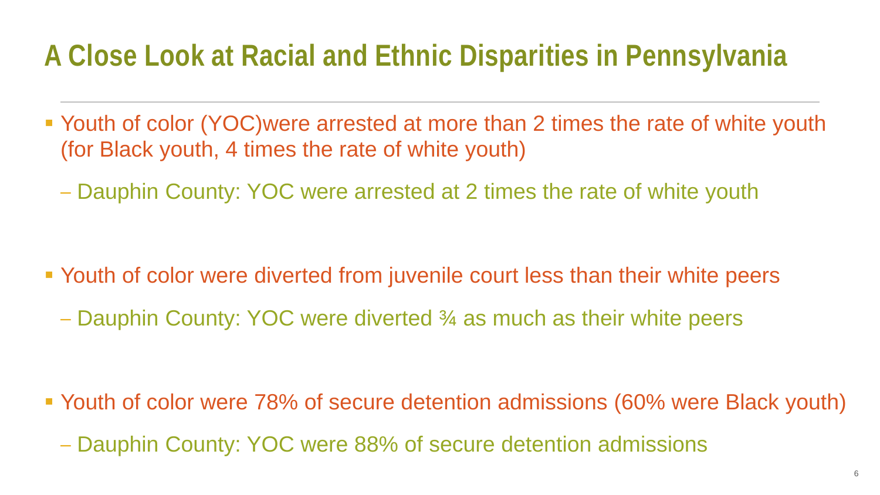# A Close Look at Racial and Ethnic Disparities in Pennsylvania

- Youth of color (YOC)were arrested at more than 2 times the rate of white youth (for Black youth, 4 times the rate of white youth)
  - Dauphin County: YOC were arrested at 2 times the rate of white youth
- Youth of color were diverted from juvenile court less than their white peers
  - Dauphin County: YOC were diverted ¾ as much as their white peers
- Youth of color were 78% of secure detention admissions (60% were Black youth)
  - Dauphin County: YOC were 88% of secure detention admissions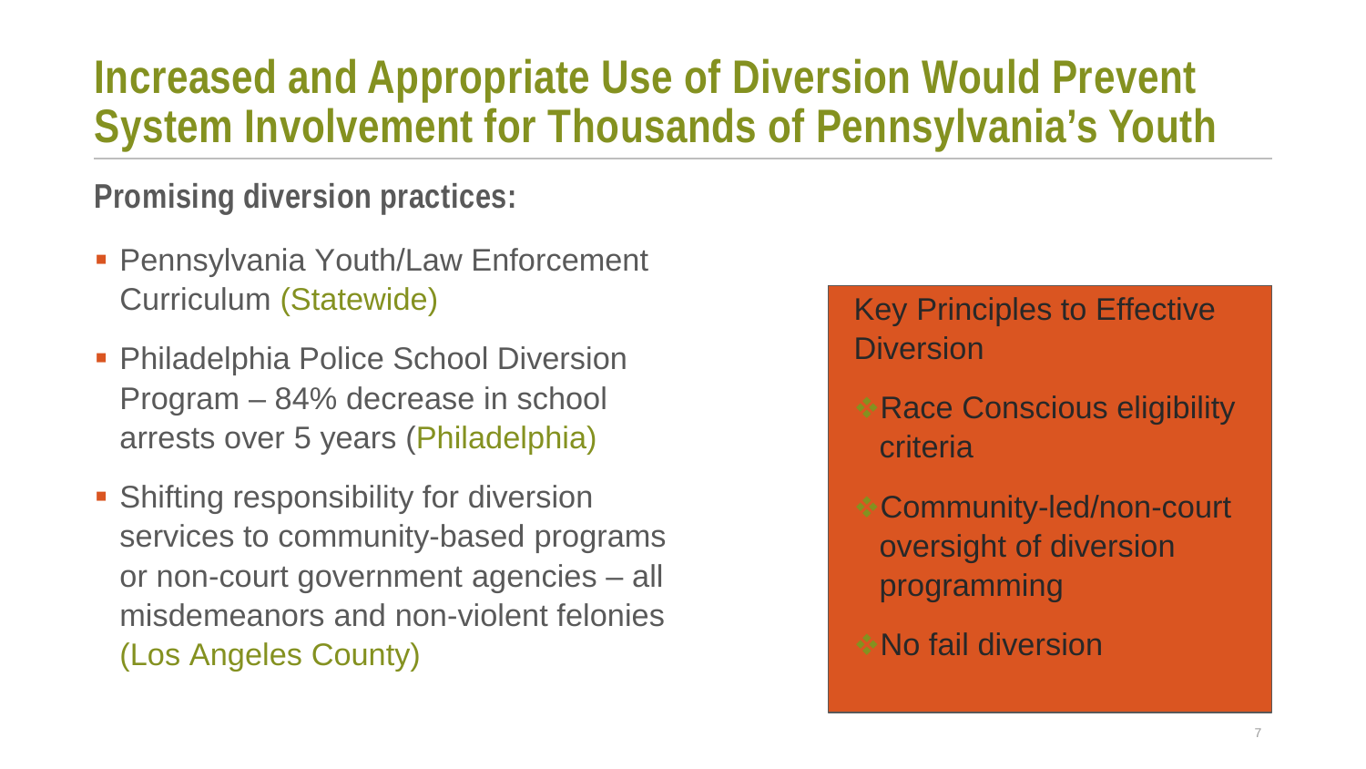# Increased and Appropriate Use of Diversion Would Prevent System Involvement for Thousands of Pennsylvania's Youth

**Promising diversion practices:**

- Pennsylvania Youth/Law Enforcement Curriculum (Statewide)
- Philadelphia Police School Diversion Program – 84% decrease in school arrests over 5 years (Philadelphia)
- Shifting responsibility for diversion services to community-based programs or non-court government agencies – all misdemeanors and non-violent felonies (Los Angeles County)

Key Principles to Effective Diversion

- Race Conscious eligibility criteria
- Community-led/non-court oversight of diversion programming
- No fail diversion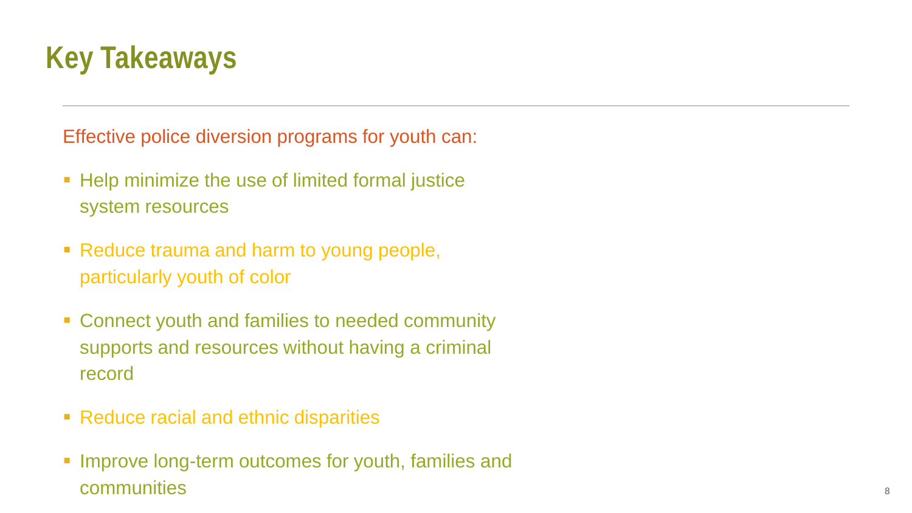# Key Takeaways

Effective police diversion programs for youth can:

- Help minimize the use of limited formal justice system resources
- Reduce trauma and harm to young people, particularly youth of color
- Connect youth and families to needed community supports and resources without having a criminal record
- Reduce racial and ethnic disparities
- Improve long-term outcomes for youth, families and communities